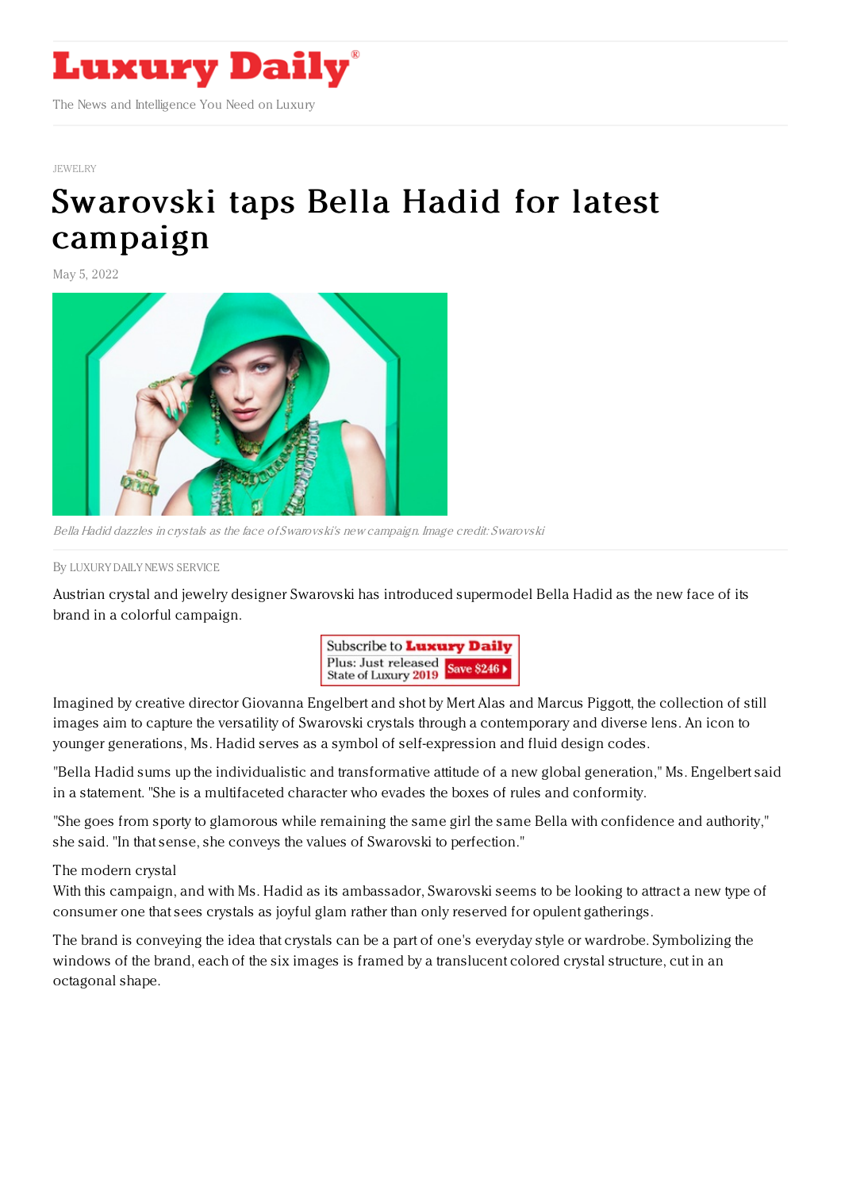Luxury Daily

The News and Intelligence You Need on Luxury

JEWELRY

# Swarovski taps Bella Hadid for latest campaign

May 5, 2022

*Bella Hadid dazzles in crystals as the face of Swarovski's new campaign. Image credit: Swarovski*

By LUXURY DAILY NEWS SERVICE

Austrian crystal and jewelry designer Swarovski has introduced supermodel Bella Hadid as the new face of its brand in a colorful campaign.

Imagined by creative director Giovanna Engelbert and shot by Mert Alas and Marcus Piggott, the collection of still images aim to capture the versatility of Swarovski crystals through a contemporary and diverse lens. An icon to younger generations, Ms. Hadid serves as a symbol of self-expression and fluid design codes.

"Bella Hadid sums up the individualistic and transformative attitude of a new global generation," Ms. Engelbert said in a statement. "She is a multifaceted character who evades the boxes of rules and conformity.

"She goes from sporty to glamorous while remaining the same girl the same Bella with confidence and authority," she said. "In that sense, she conveys the values of Swarovski to perfection."

The modern crystal

With this campaign, and with Ms. Hadid as its ambassador, Swarovski seems to be looking to attract a new type of consumer one that sees crystals as joyful glam rather than only reserved for opulent gatherings.

The brand is conveying the idea that crystals can be a part of one's everyday style or wardrobe. Symbolizing the windows of the brand, each of the six images is framed by a translucent colored crystal structure, cut in an octagonal shape.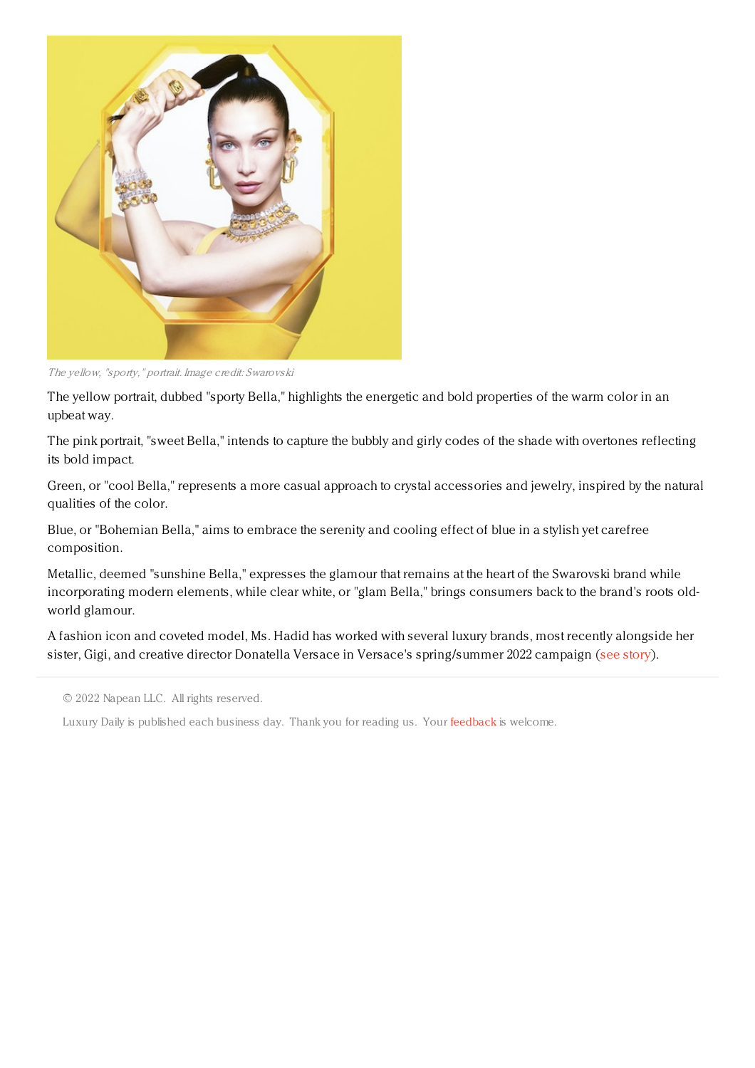*The yellow, "sporty," portrait. Image credit: Swarovski*

The yellow portrait, dubbed "sporty Bella," highlights the energetic and bold properties of the warm color in an upbeat way.

The pink portrait, "sweet Bella," intends to capture the bubbly and girly codes of the shade with overtones reflecting its bold impact.

Green, or "cool Bella," represents a more casual approach to crystal accessories and jewelry, inspired by the natural qualities of the color.

Blue, or "Bohemian Bella," aims to embrace the serenity and cooling effect of blue in a stylish yet carefree composition.

Metallic, deemed "sunshine Bella," expresses the glamour that remains at the heart of the Swarovski brand while incorporating modern elements, while clear white, or "glam Bella," brings consumers back to the brand's roots old-world glamour.

A fashion icon and coveted model, Ms. Hadid has worked with several luxury brands, most recently alongside her sister, Gigi, and creative director Donatella Versace in Versace's spring/summer 2022 campaign (see story).

© 2022 Napean LLC. All rights reserved.

Luxury Daily is published each business day. Thank you for reading us. Your feedback is welcome.